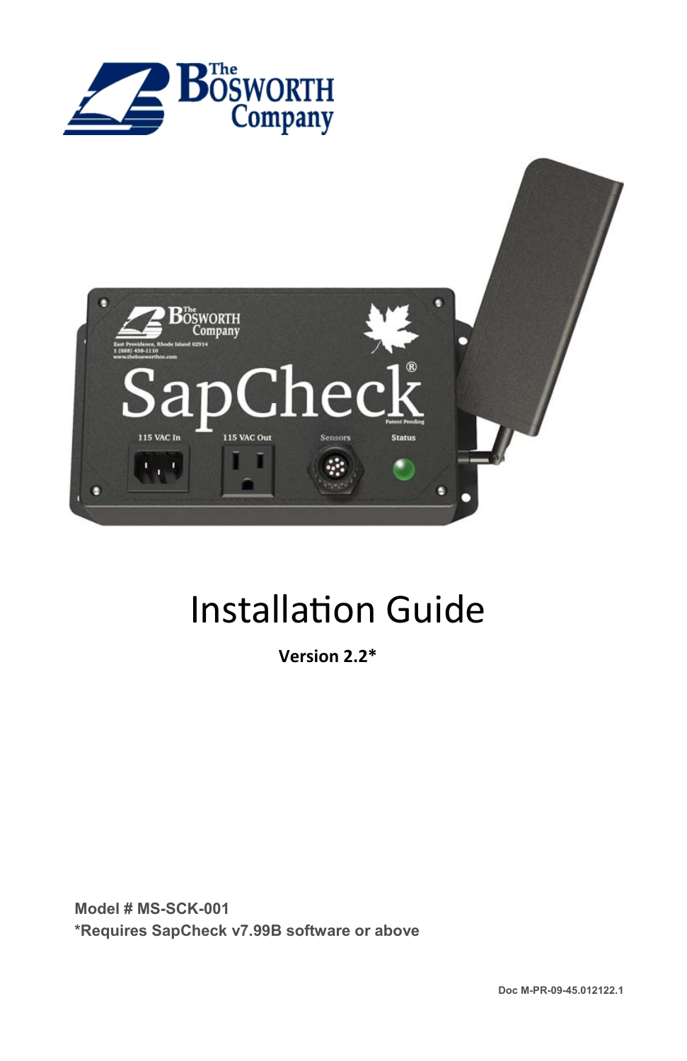# Installation Guide

**Version 2.2***

**Model # MS-SCK-001**
***Requires SapCheck v7.99B software or above**

Doc M-PR-09-45.012122.1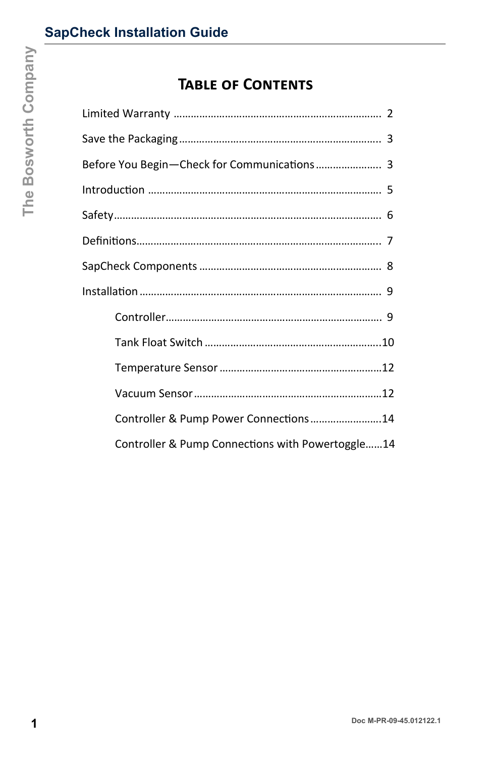# Table of Contents

Limited Warranty ........................................................................ 2

Save the Packaging ...................................................................... 3

Before You Begin—Check for Communications ....................... 3

Introduction ................................................................................ 5

Safety .......................................................................................... 6

Definitions ................................................................................... 7

SapCheck Components ............................................................... 8

Installation .................................................................................. 9

- Controller .......................................................................... 9
- Tank Float Switch ............................................................. 10
- Temperature Sensor ......................................................... 12
- Vacuum Sensor ................................................................. 12
- Controller & Pump Power Connections ............................ 14
- Controller & Pump Connections with Powertoggle ......... 14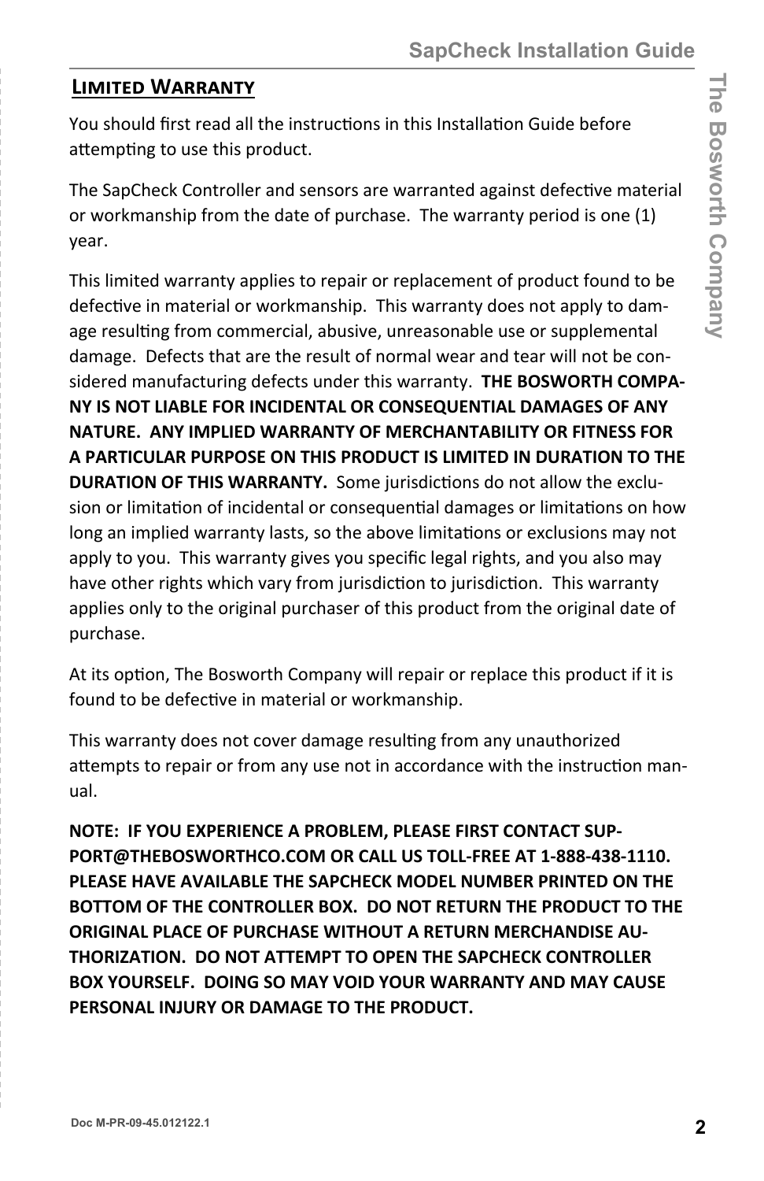## Limited Warranty

You should first read all the instructions in this Installation Guide before attempting to use this product.

The SapCheck Controller and sensors are warranted against defective material or workmanship from the date of purchase. The warranty period is one (1) year.

This limited warranty applies to repair or replacement of product found to be defective in material or workmanship. This warranty does not apply to damage resulting from commercial, abusive, unreasonable use or supplemental damage. Defects that are the result of normal wear and tear will not be considered manufacturing defects under this warranty. **THE BOSWORTH COMPANY IS NOT LIABLE FOR INCIDENTAL OR CONSEQUENTIAL DAMAGES OF ANY NATURE. ANY IMPLIED WARRANTY OF MERCHANTABILITY OR FITNESS FOR A PARTICULAR PURPOSE ON THIS PRODUCT IS LIMITED IN DURATION TO THE DURATION OF THIS WARRANTY.** Some jurisdictions do not allow the exclusion or limitation of incidental or consequential damages or limitations on how long an implied warranty lasts, so the above limitations or exclusions may not apply to you. This warranty gives you specific legal rights, and you also may have other rights which vary from jurisdiction to jurisdiction. This warranty applies only to the original purchaser of this product from the original date of purchase.

At its option, The Bosworth Company will repair or replace this product if it is found to be defective in material or workmanship.

This warranty does not cover damage resulting from any unauthorized attempts to repair or from any use not in accordance with the instruction manual.

**NOTE: IF YOU EXPERIENCE A PROBLEM, PLEASE FIRST CONTACT SUPPORT@THEBOSWORTHCO.COM OR CALL US TOLL-FREE AT 1-888-438-1110. PLEASE HAVE AVAILABLE THE SAPCHECK MODEL NUMBER PRINTED ON THE BOTTOM OF THE CONTROLLER BOX. DO NOT RETURN THE PRODUCT TO THE ORIGINAL PLACE OF PURCHASE WITHOUT A RETURN MERCHANDISE AUTHORIZATION. DO NOT ATTEMPT TO OPEN THE SAPCHECK CONTROLLER BOX YOURSELF. DOING SO MAY VOID YOUR WARRANTY AND MAY CAUSE PERSONAL INJURY OR DAMAGE TO THE PRODUCT.**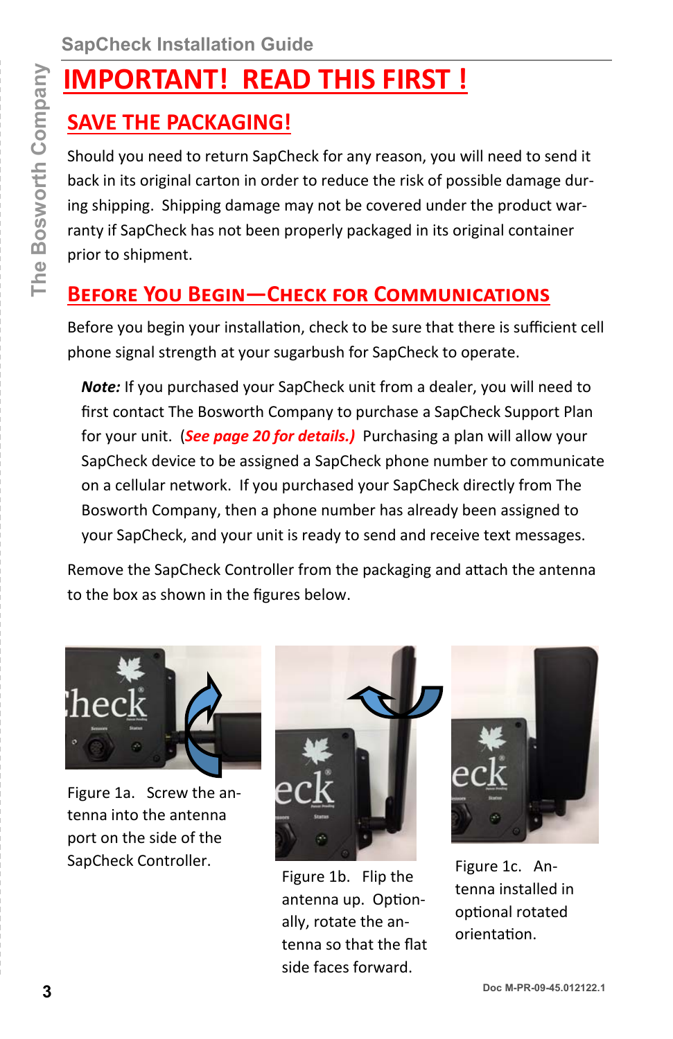# IMPORTANT! READ THIS FIRST !

## SAVE THE PACKAGING!

Should you need to return SapCheck for any reason, you will need to send it back in its original carton in order to reduce the risk of possible damage during shipping. Shipping damage may not be covered under the product warranty if SapCheck has not been properly packaged in its original container prior to shipment.

## Before You Begin—Check for Communications

Before you begin your installation, check to be sure that there is sufficient cell phone signal strength at your sugarbush for SapCheck to operate.

> ***Note:*** If you purchased your SapCheck unit from a dealer, you will need to first contact The Bosworth Company to purchase a SapCheck Support Plan for your unit. (***See page 20 for details.)*** Purchasing a plan will allow your SapCheck device to be assigned a SapCheck phone number to communicate on a cellular network. If you purchased your SapCheck directly from The Bosworth Company, then a phone number has already been assigned to your SapCheck, and your unit is ready to send and receive text messages.

Remove the SapCheck Controller from the packaging and attach the antenna to the box as shown in the figures below.

Figure 1a. Screw the antenna into the antenna port on the side of the SapCheck Controller.

Figure 1b. Flip the antenna up. Optionally, rotate the antenna so that the flat side faces forward.

Figure 1c. Antenna installed in optional rotated orientation.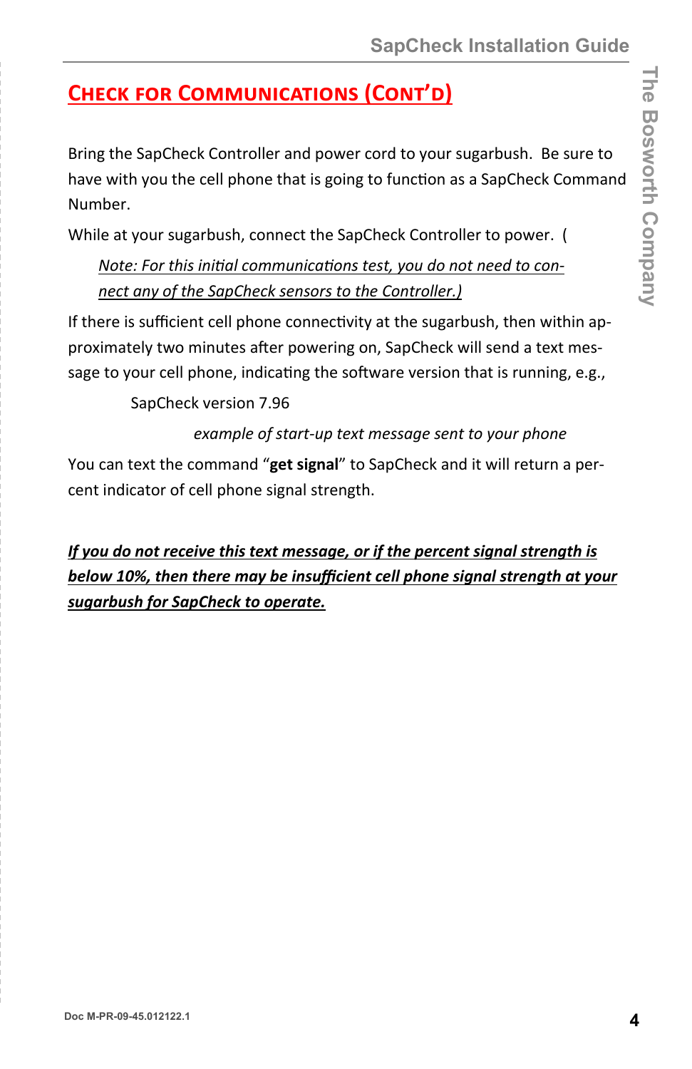## Check for Communications (Cont'd)

Bring the SapCheck Controller and power cord to your sugarbush. Be sure to have with you the cell phone that is going to function as a SapCheck Command Number.

While at your sugarbush, connect the SapCheck Controller to power. (

> *Note: For this initial communications test, you do not need to connect any of the SapCheck sensors to the Controller.)*

If there is sufficient cell phone connectivity at the sugarbush, then within approximately two minutes after powering on, SapCheck will send a text message to your cell phone, indicating the software version that is running, e.g.,

SapCheck version 7.96

*example of start-up text message sent to your phone*

You can text the command "**get signal**" to SapCheck and it will return a percent indicator of cell phone signal strength.

***If you do not receive this text message, or if the percent signal strength is below 10%, then there may be insufficient cell phone signal strength at your sugarbush for SapCheck to operate.***

Doc M-PR-09-45.012122.1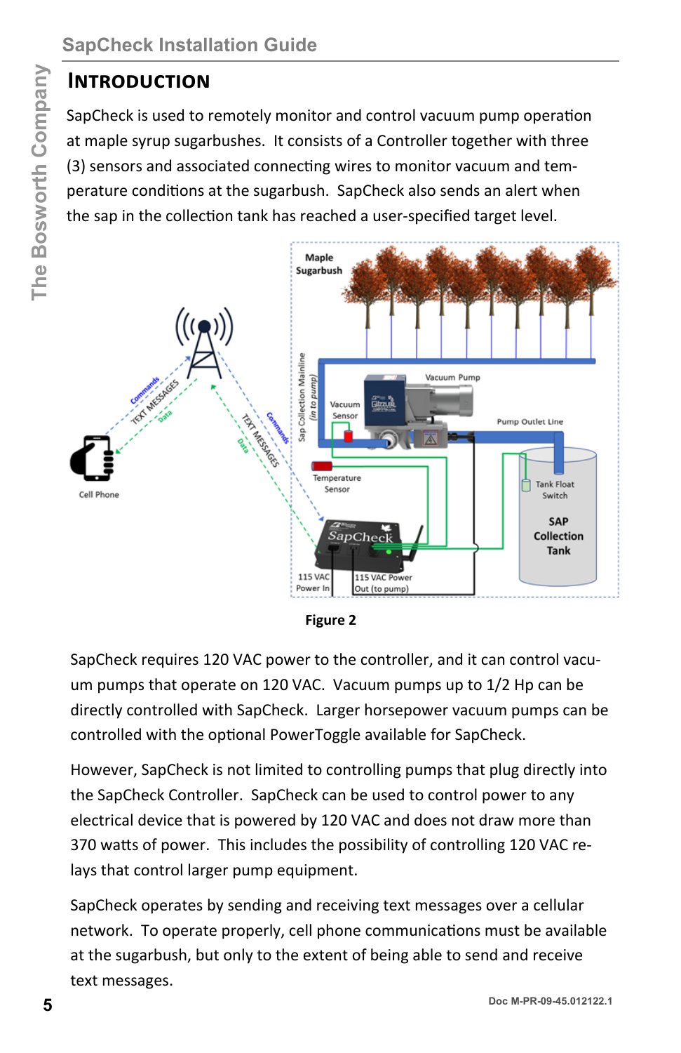# Introduction

SapCheck is used to remotely monitor and control vacuum pump operation at maple syrup sugarbushes. It consists of a Controller together with three (3) sensors and associated connecting wires to monitor vacuum and temperature conditions at the sugarbush. SapCheck also sends an alert when the sap in the collection tank has reached a user-specified target level.

**Figure 2**

SapCheck requires 120 VAC power to the controller, and it can control vacuum pumps that operate on 120 VAC. Vacuum pumps up to 1/2 Hp can be directly controlled with SapCheck. Larger horsepower vacuum pumps can be controlled with the optional PowerToggle available for SapCheck.

However, SapCheck is not limited to controlling pumps that plug directly into the SapCheck Controller. SapCheck can be used to control power to any electrical device that is powered by 120 VAC and does not draw more than 370 watts of power. This includes the possibility of controlling 120 VAC relays that control larger pump equipment.

SapCheck operates by sending and receiving text messages over a cellular network. To operate properly, cell phone communications must be available at the sugarbush, but only to the extent of being able to send and receive text messages.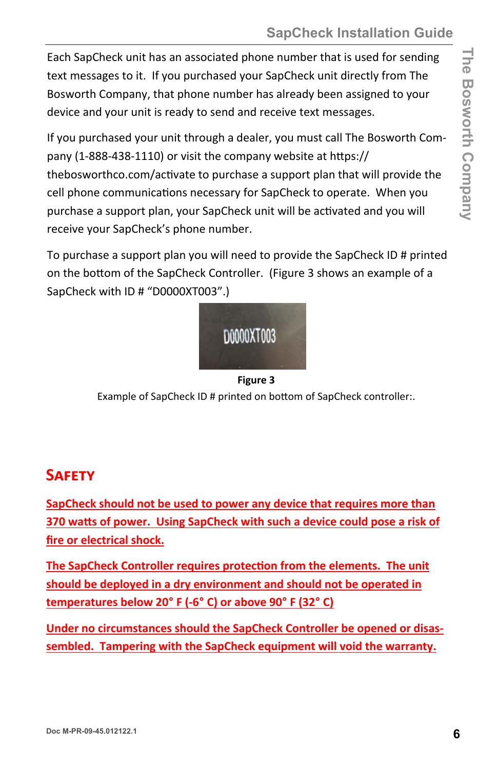Each SapCheck unit has an associated phone number that is used for sending text messages to it. If you purchased your SapCheck unit directly from The Bosworth Company, that phone number has already been assigned to your device and your unit is ready to send and receive text messages.

If you purchased your unit through a dealer, you must call The Bosworth Company (1-888-438-1110) or visit the company website at https://thebosworthco.com/activate to purchase a support plan that will provide the cell phone communications necessary for SapCheck to operate. When you purchase a support plan, your SapCheck unit will be activated and you will receive your SapCheck's phone number.

To purchase a support plan you will need to provide the SapCheck ID # printed on the bottom of the SapCheck Controller. (Figure 3 shows an example of a SapCheck with ID # "D0000XT003".)

D0000XT003

**Figure 3**

Example of SapCheck ID # printed on bottom of SapCheck controller:.

## Safety

**SapCheck should not be used to power any device that requires more than 370 watts of power. Using SapCheck with such a device could pose a risk of fire or electrical shock.**

**The SapCheck Controller requires protection from the elements. The unit should be deployed in a dry environment and should not be operated in temperatures below 20° F (-6° C) or above 90° F (32° C)**

**Under no circumstances should the SapCheck Controller be opened or disassembled. Tampering with the SapCheck equipment will void the warranty.**

Doc M-PR-09-45.012122.1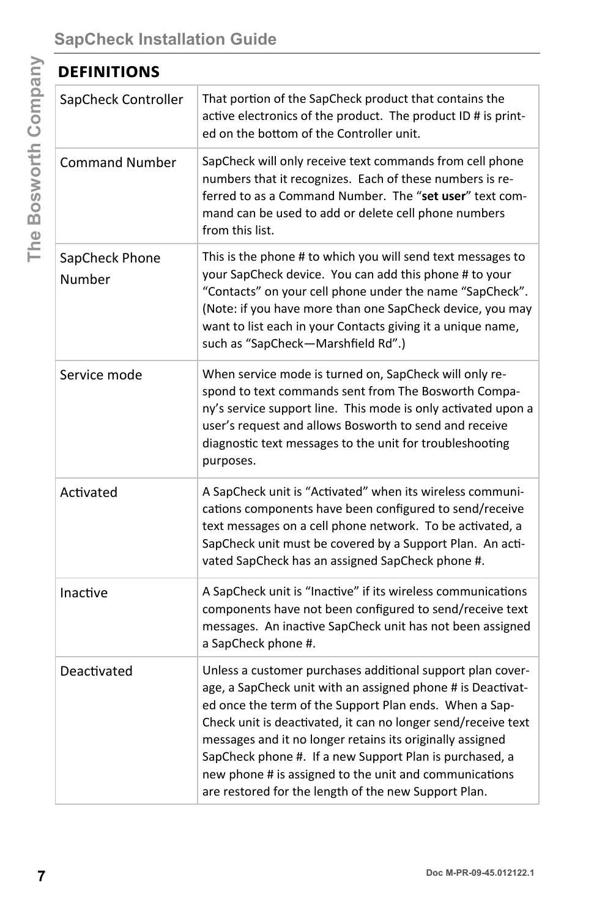## DEFINITIONS

| | |
|---|---|
| SapCheck Controller | That portion of the SapCheck product that contains the active electronics of the product. The product ID # is printed on the bottom of the Controller unit. |
| Command Number | SapCheck will only receive text commands from cell phone numbers that it recognizes. Each of these numbers is referred to as a Command Number. The "**set user**" text command can be used to add or delete cell phone numbers from this list. |
| SapCheck Phone Number | This is the phone # to which you will send text messages to your SapCheck device. You can add this phone # to your "Contacts" on your cell phone under the name "SapCheck". (Note: if you have more than one SapCheck device, you may want to list each in your Contacts giving it a unique name, such as "SapCheck—Marshfield Rd".) |
| Service mode | When service mode is turned on, SapCheck will only respond to text commands sent from The Bosworth Company's service support line. This mode is only activated upon a user's request and allows Bosworth to send and receive diagnostic text messages to the unit for troubleshooting purposes. |
| Activated | A SapCheck unit is "Activated" when its wireless communications components have been configured to send/receive text messages on a cell phone network. To be activated, a SapCheck unit must be covered by a Support Plan. An activated SapCheck has an assigned SapCheck phone #. |
| Inactive | A SapCheck unit is "Inactive" if its wireless communications components have not been configured to send/receive text messages. An inactive SapCheck unit has not been assigned a SapCheck phone #. |
| Deactivated | Unless a customer purchases additional support plan coverage, a SapCheck unit with an assigned phone # is Deactivated once the term of the Support Plan ends. When a SapCheck unit is deactivated, it can no longer send/receive text messages and it no longer retains its originally assigned SapCheck phone #. If a new Support Plan is purchased, a new phone # is assigned to the unit and communications are restored for the length of the new Support Plan. |

Doc M-PR-09-45.012122.1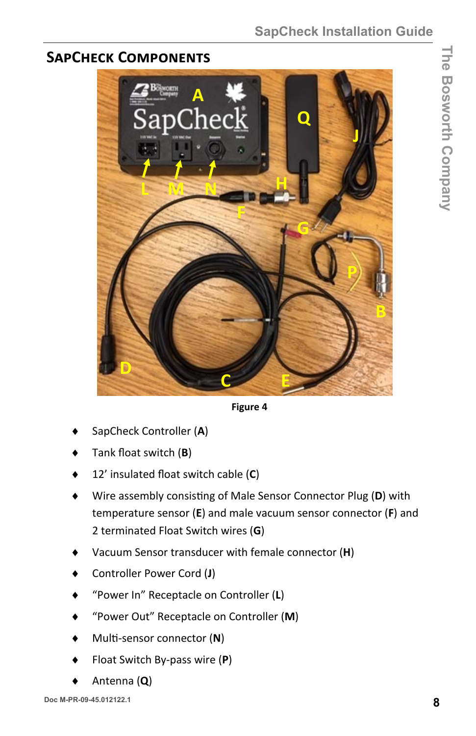## SapCheck Components

Figure 4

- SapCheck Controller (**A**)
- Tank float switch (**B**)
- 12' insulated float switch cable (**C**)
- Wire assembly consisting of Male Sensor Connector Plug (**D**) with temperature sensor (**E**) and male vacuum sensor connector (**F**) and 2 terminated Float Switch wires (**G**)
- Vacuum Sensor transducer with female connector (**H**)
- Controller Power Cord (**J**)
- "Power In" Receptacle on Controller (**L**)
- "Power Out" Receptacle on Controller (**M**)
- Multi-sensor connector (**N**)
- Float Switch By-pass wire (**P**)
- Antenna (**Q**)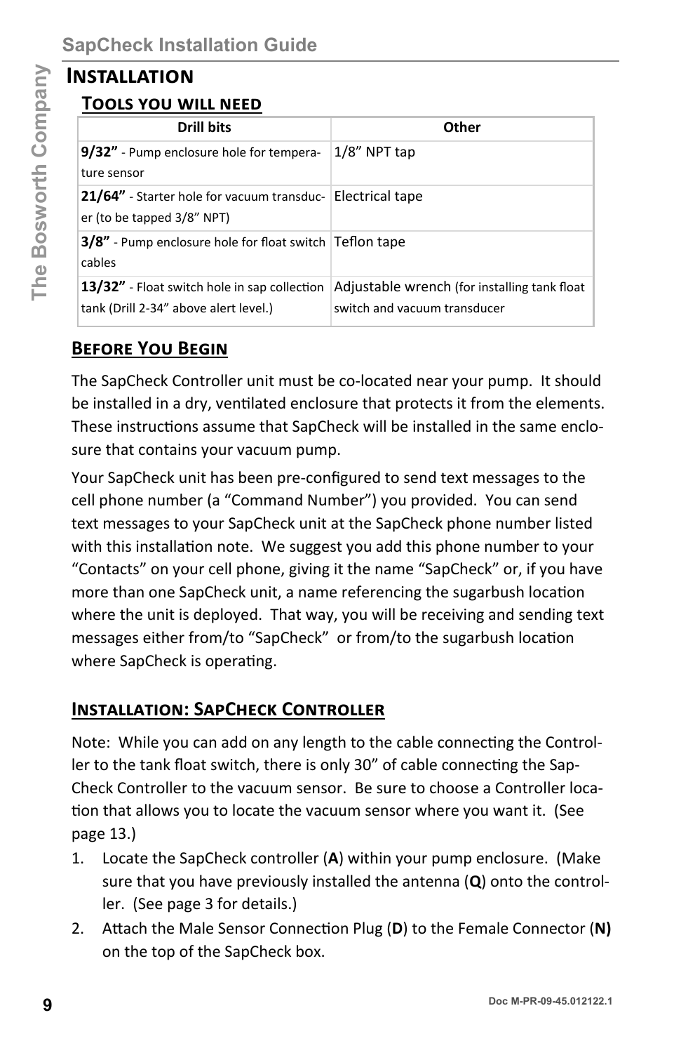## Installation

### Tools you will need

| Drill bits | Other |
|---|---|
| **9/32”** - Pump enclosure hole for temperature sensor | 1/8” NPT tap |
| **21/64”** - Starter hole for vacuum transducer (to be tapped 3/8” NPT) | Electrical tape |
| **3/8”** - Pump enclosure hole for float switch cables | Teflon tape |
| **13/32”** - Float switch hole in sap collection tank (Drill 2-34” above alert level.) | Adjustable wrench (for installing tank float switch and vacuum transducer |

### Before You Begin

The SapCheck Controller unit must be co-located near your pump. It should be installed in a dry, ventilated enclosure that protects it from the elements. These instructions assume that SapCheck will be installed in the same enclosure that contains your vacuum pump.

Your SapCheck unit has been pre-configured to send text messages to the cell phone number (a “Command Number”) you provided. You can send text messages to your SapCheck unit at the SapCheck phone number listed with this installation note. We suggest you add this phone number to your “Contacts” on your cell phone, giving it the name “SapCheck” or, if you have more than one SapCheck unit, a name referencing the sugarbush location where the unit is deployed. That way, you will be receiving and sending text messages either from/to “SapCheck” or from/to the sugarbush location where SapCheck is operating.

### Installation: SapCheck Controller

Note: While you can add on any length to the cable connecting the Controller to the tank float switch, there is only 30” of cable connecting the SapCheck Controller to the vacuum sensor. Be sure to choose a Controller location that allows you to locate the vacuum sensor where you want it. (See page 13.)

1. Locate the SapCheck controller (**A**) within your pump enclosure. (Make sure that you have previously installed the antenna (**Q**) onto the controller. (See page 3 for details.)
2. Attach the Male Sensor Connection Plug (**D**) to the Female Connector (**N)** on the top of the SapCheck box.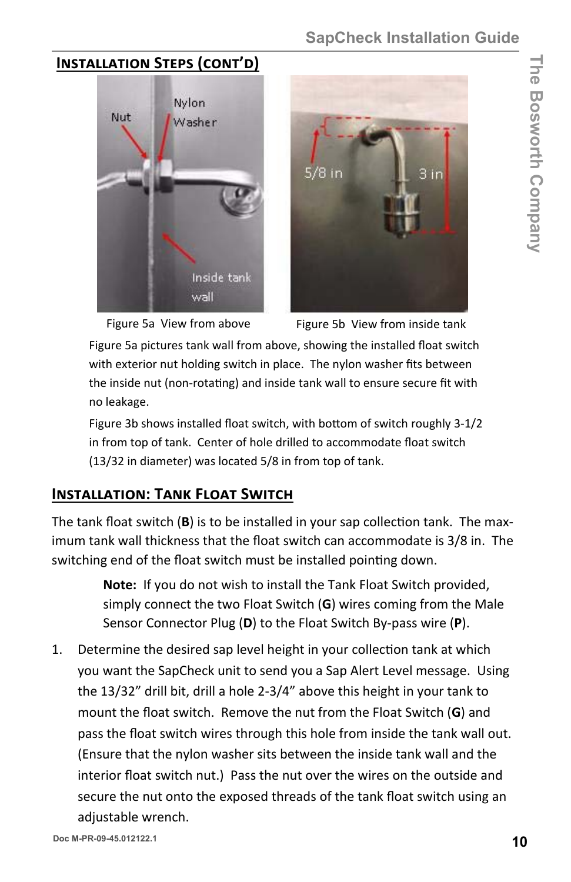## Installation Steps (cont'd)

Figure 5a View from above

Figure 5b View from inside tank

Figure 5a pictures tank wall from above, showing the installed float switch with exterior nut holding switch in place. The nylon washer fits between the inside nut (non-rotating) and inside tank wall to ensure secure fit with no leakage.

Figure 3b shows installed float switch, with bottom of switch roughly 3-1/2 in from top of tank. Center of hole drilled to accommodate float switch (13/32 in diameter) was located 5/8 in from top of tank.

## Installation: Tank Float Switch

The tank float switch (**B**) is to be installed in your sap collection tank. The maximum tank wall thickness that the float switch can accommodate is 3/8 in. The switching end of the float switch must be installed pointing down.

> **Note:** If you do not wish to install the Tank Float Switch provided, simply connect the two Float Switch (**G**) wires coming from the Male Sensor Connector Plug (**D**) to the Float Switch By-pass wire (**P**).

1. Determine the desired sap level height in your collection tank at which you want the SapCheck unit to send you a Sap Alert Level message. Using the 13/32" drill bit, drill a hole 2-3/4" above this height in your tank to mount the float switch. Remove the nut from the Float Switch (**G**) and pass the float switch wires through this hole from inside the tank wall out. (Ensure that the nylon washer sits between the inside tank wall and the interior float switch nut.) Pass the nut over the wires on the outside and secure the nut onto the exposed threads of the tank float switch using an adjustable wrench.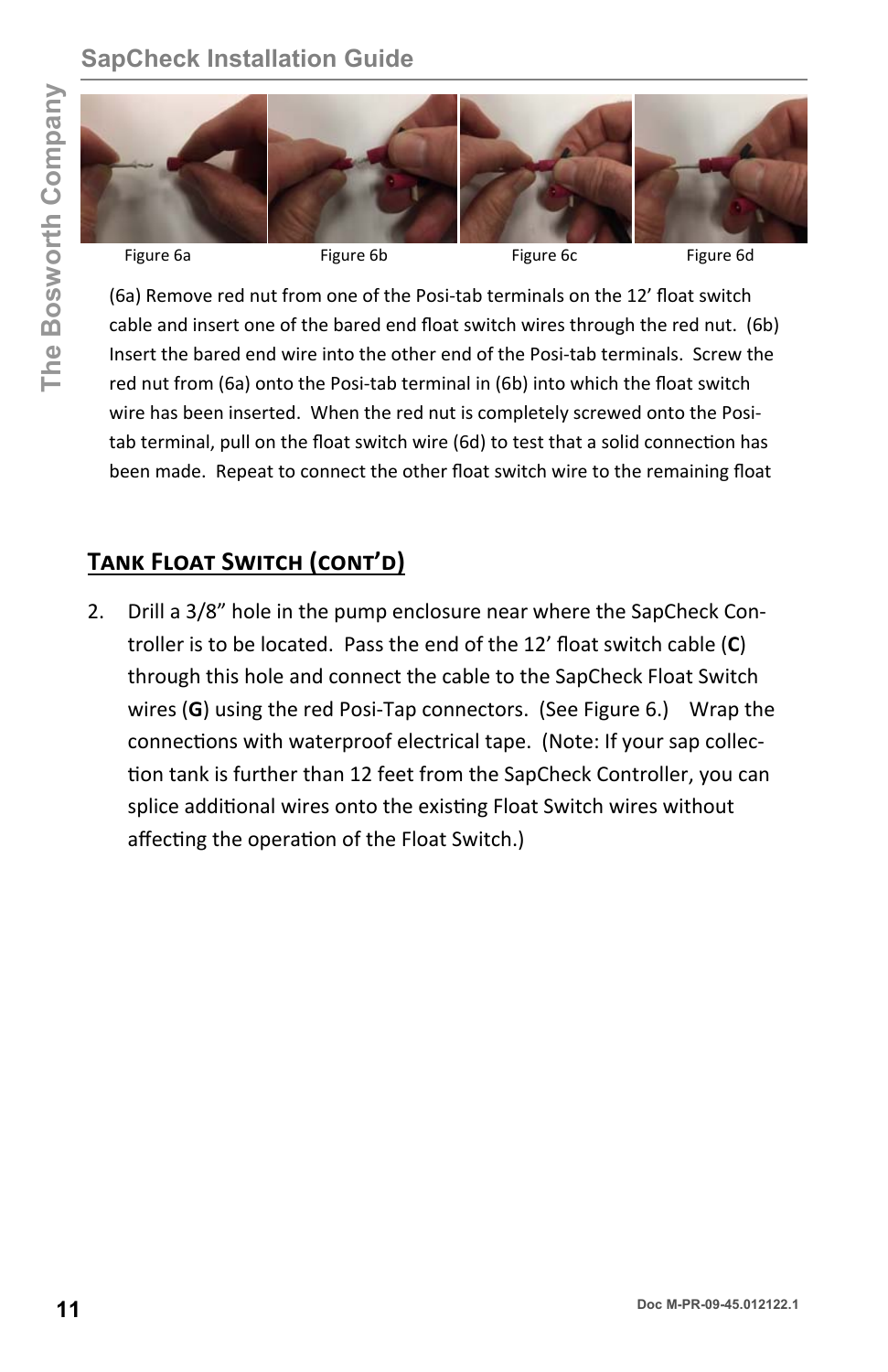Figure 6a Figure 6b Figure 6c Figure 6d

(6a) Remove red nut from one of the Posi-tab terminals on the 12' float switch cable and insert one of the bared end float switch wires through the red nut. (6b) Insert the bared end wire into the other end of the Posi-tab terminals. Screw the red nut from (6a) onto the Posi-tab terminal in (6b) into which the float switch wire has been inserted. When the red nut is completely screwed onto the Posi-tab terminal, pull on the float switch wire (6d) to test that a solid connection has been made. Repeat to connect the other float switch wire to the remaining float

## Tank Float Switch (cont'd)

2. Drill a 3/8" hole in the pump enclosure near where the SapCheck Controller is to be located. Pass the end of the 12' float switch cable (**C**) through this hole and connect the cable to the SapCheck Float Switch wires (**G**) using the red Posi-Tap connectors. (See Figure 6.) Wrap the connections with waterproof electrical tape. (Note: If your sap collection tank is further than 12 feet from the SapCheck Controller, you can splice additional wires onto the existing Float Switch wires without affecting the operation of the Float Switch.)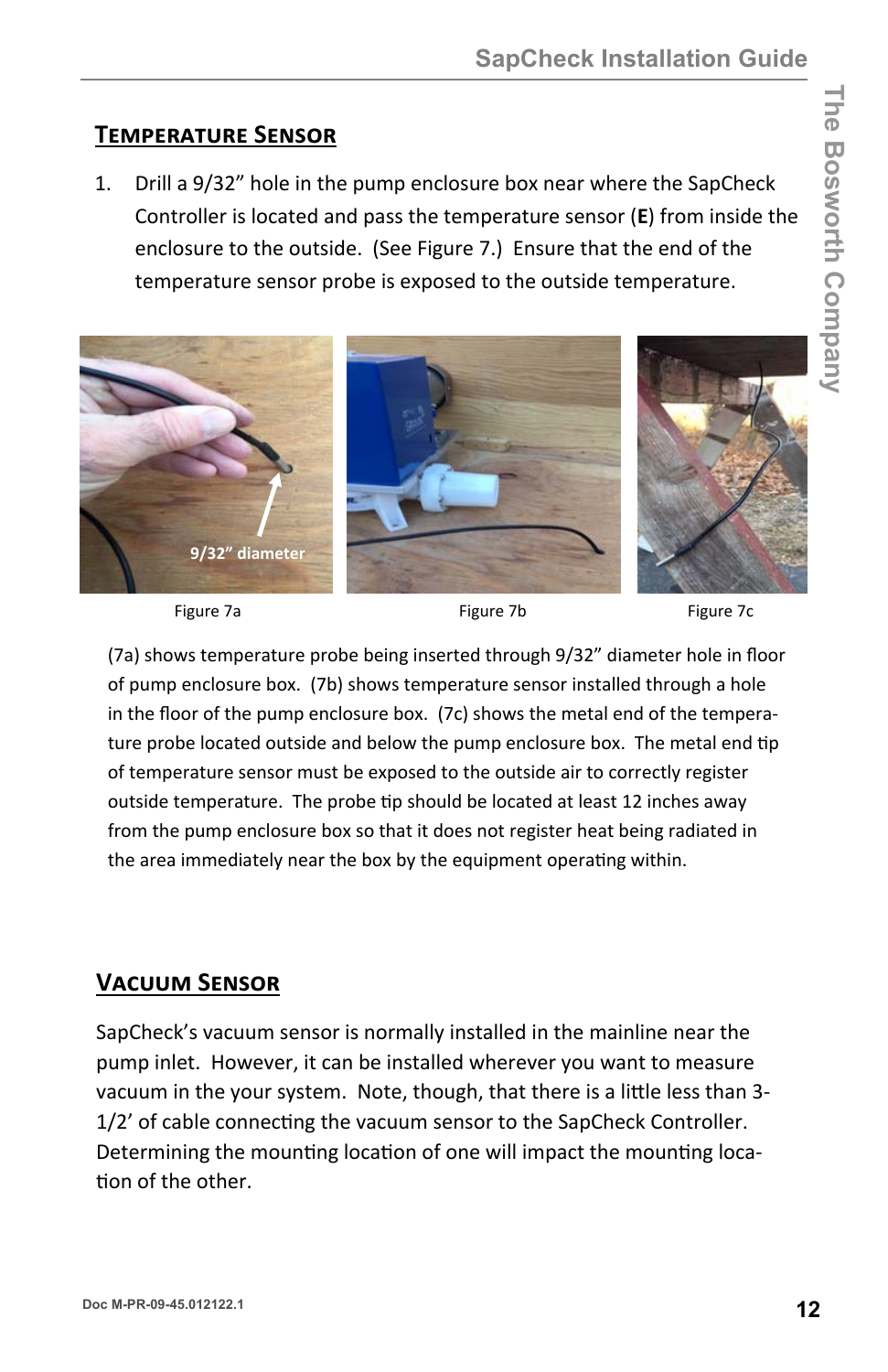## Temperature Sensor

1. Drill a 9/32" hole in the pump enclosure box near where the SapCheck Controller is located and pass the temperature sensor (**E**) from inside the enclosure to the outside. (See Figure 7.) Ensure that the end of the temperature sensor probe is exposed to the outside temperature.

9/32" diameter

Figure 7a

Figure 7b

Figure 7c

(7a) shows temperature probe being inserted through 9/32" diameter hole in floor of pump enclosure box. (7b) shows temperature sensor installed through a hole in the floor of the pump enclosure box. (7c) shows the metal end of the temperature probe located outside and below the pump enclosure box. The metal end tip of temperature sensor must be exposed to the outside air to correctly register outside temperature. The probe tip should be located at least 12 inches away from the pump enclosure box so that it does not register heat being radiated in the area immediately near the box by the equipment operating within.

## Vacuum Sensor

SapCheck's vacuum sensor is normally installed in the mainline near the pump inlet. However, it can be installed wherever you want to measure vacuum in the your system. Note, though, that there is a little less than 3-1/2' of cable connecting the vacuum sensor to the SapCheck Controller. Determining the mounting location of one will impact the mounting location of the other.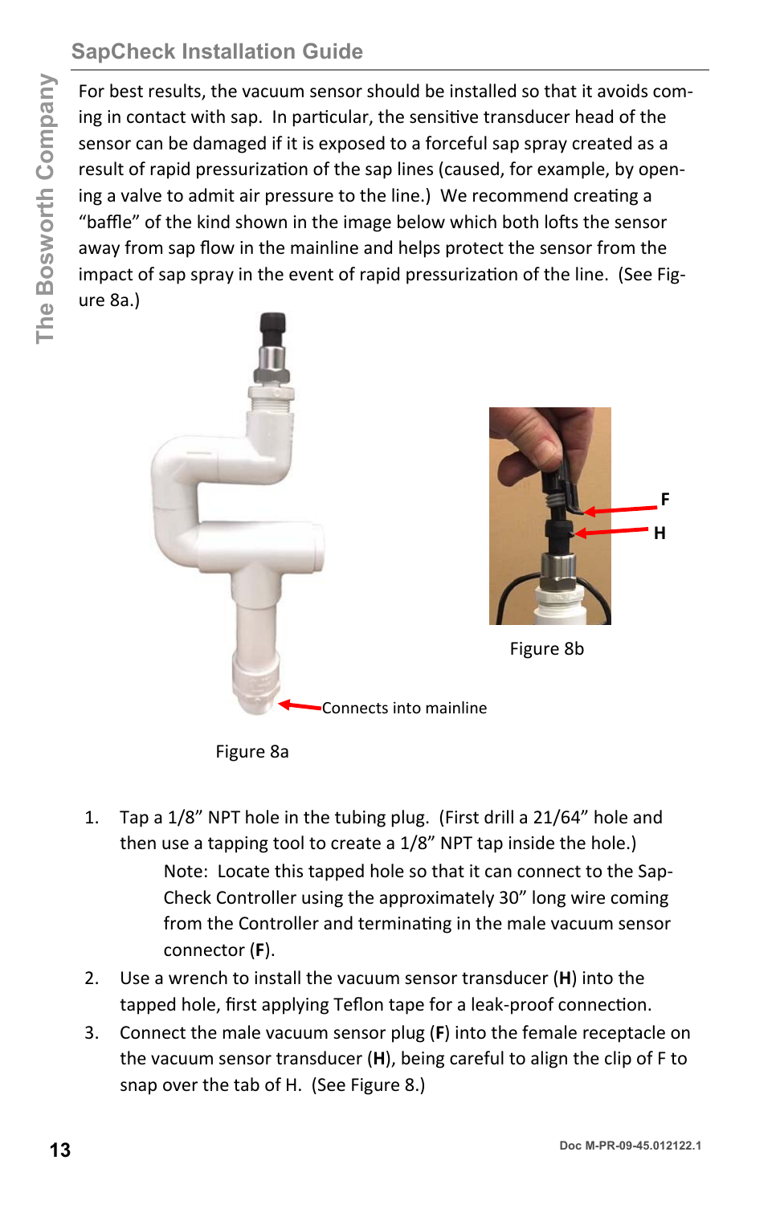For best results, the vacuum sensor should be installed so that it avoids coming in contact with sap. In particular, the sensitive transducer head of the sensor can be damaged if it is exposed to a forceful sap spray created as a result of rapid pressurization of the sap lines (caused, for example, by opening a valve to admit air pressure to the line.) We recommend creating a “baffle” of the kind shown in the image below which both lofts the sensor away from sap flow in the mainline and helps protect the sensor from the impact of sap spray in the event of rapid pressurization of the line. (See Figure 8a.)

Connects into mainline

Figure 8a

F

H

Figure 8b

1. Tap a 1/8” NPT hole in the tubing plug. (First drill a 21/64” hole and then use a tapping tool to create a 1/8” NPT tap inside the hole.)

   Note: Locate this tapped hole so that it can connect to the SapCheck Controller using the approximately 30” long wire coming from the Controller and terminating in the male vacuum sensor connector (**F**).

2. Use a wrench to install the vacuum sensor transducer (**H**) into the tapped hole, first applying Teflon tape for a leak-proof connection.
3. Connect the male vacuum sensor plug (**F**) into the female receptacle on the vacuum sensor transducer (**H**), being careful to align the clip of F to snap over the tab of H. (See Figure 8.)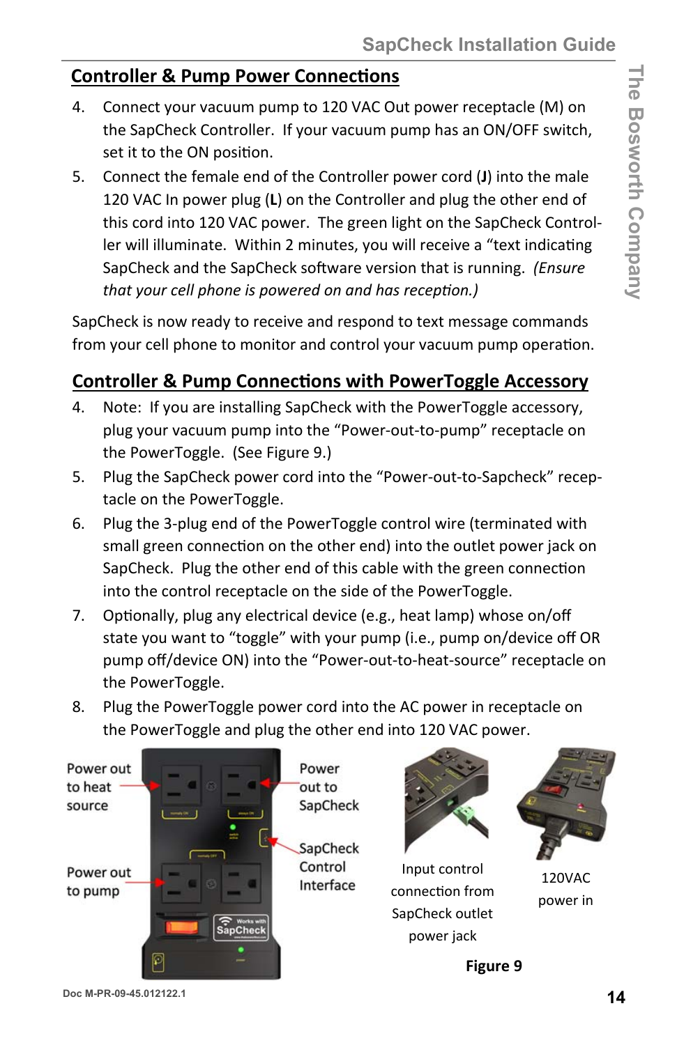## Controller & Pump Power Connections

4. Connect your vacuum pump to 120 VAC Out power receptacle (M) on the SapCheck Controller. If your vacuum pump has an ON/OFF switch, set it to the ON position.
5. Connect the female end of the Controller power cord (**J**) into the male 120 VAC In power plug (**L**) on the Controller and plug the other end of this cord into 120 VAC power. The green light on the SapCheck Controller will illuminate. Within 2 minutes, you will receive a "text indicating SapCheck and the SapCheck software version that is running. *(Ensure that your cell phone is powered on and has reception.)*

SapCheck is now ready to receive and respond to text message commands from your cell phone to monitor and control your vacuum pump operation.

## Controller & Pump Connections with PowerToggle Accessory

4. Note: If you are installing SapCheck with the PowerToggle accessory, plug your vacuum pump into the "Power-out-to-pump" receptacle on the PowerToggle. (See Figure 9.)
5. Plug the SapCheck power cord into the "Power-out-to-Sapcheck" receptacle on the PowerToggle.
6. Plug the 3-plug end of the PowerToggle control wire (terminated with small green connection on the other end) into the outlet power jack on SapCheck. Plug the other end of this cable with the green connection into the control receptacle on the side of the PowerToggle.
7. Optionally, plug any electrical device (e.g., heat lamp) whose on/off state you want to "toggle" with your pump (i.e., pump on/device off OR pump off/device ON) into the "Power-out-to-heat-source" receptacle on the PowerToggle.
8. Plug the PowerToggle power cord into the AC power in receptacle on the PowerToggle and plug the other end into 120 VAC power.

Power out to heat source

Power out to SapCheck

SapCheck Control Interface

Power out to pump

Input control connection from SapCheck outlet power jack

120VAC power in

**Figure 9**

Doc M-PR-09-45.012122.1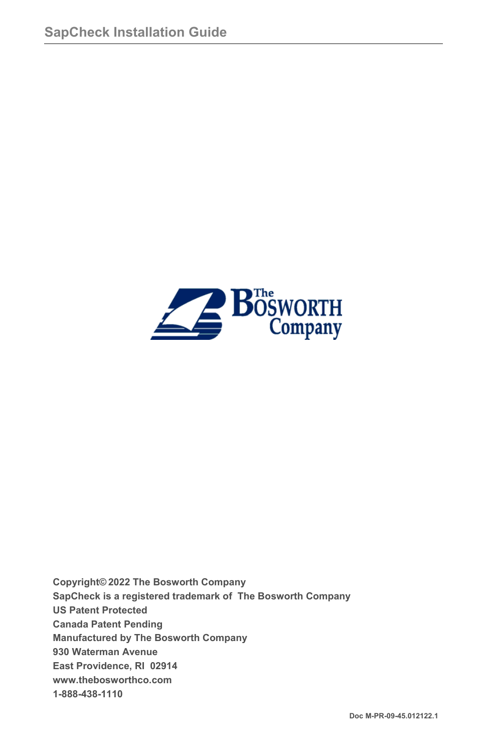**Copyright© 2022 The Bosworth Company**
**SapCheck is a registered trademark of The Bosworth Company**
**US Patent Protected**
**Canada Patent Pending**
**Manufactured by The Bosworth Company**
**930 Waterman Avenue**
**East Providence, RI 02914**
**www.thebosworthco.com**
**1-888-438-1110**

**Doc M-PR-09-45.012122.1**